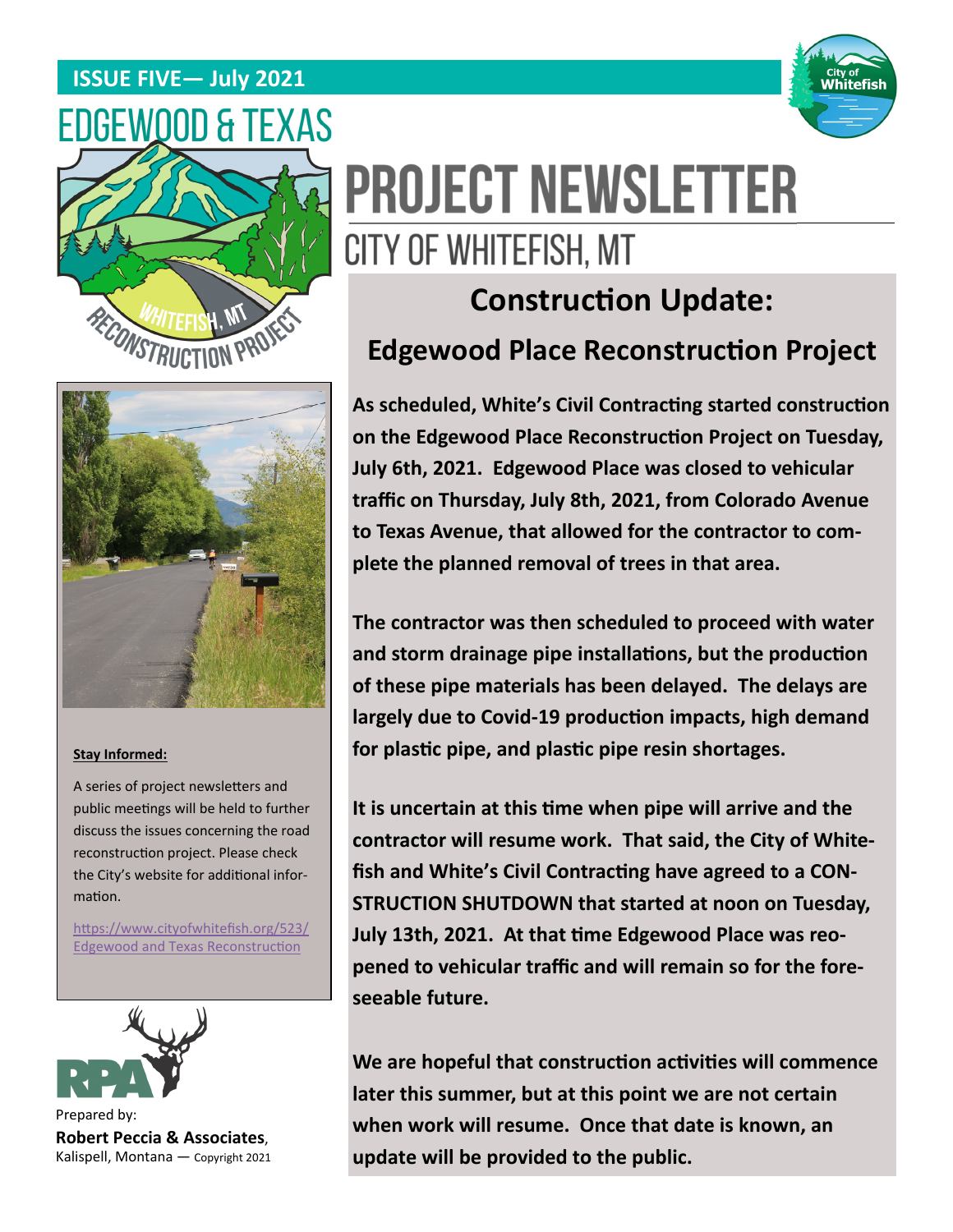**ISSUE FIVE— July 2021**

# EDGEWOOD & TEXAS

# PROJECT NEWSLETTER

## CITY OF WHITEFISH, MT

## Construction Update:

## Edgewood Place Reconstruction Project

**As scheduled, White's Civil Contracting started construction on the Edgewood Place Reconstruction Project on Tuesday, July 6th, 2021. Edgewood Place was closed to vehicular traffic on Thursday, July 8th, 2021, from Colorado Avenue to Texas Avenue, that allowed for the contractor to complete the planned removal of trees in that area.**

**The contractor was then scheduled to proceed with water and storm drainage pipe installations, but the production of these pipe materials has been delayed. The delays are largely due to Covid-19 production impacts, high demand for plastic pipe, and plastic pipe resin shortages.**

**It is uncertain at this time when pipe will arrive and the contractor will resume work. That said, the City of Whitefish and White's Civil Contracting have agreed to a CONSTRUCTION SHUTDOWN that started at noon on Tuesday, July 13th, 2021. At that time Edgewood Place was reopened to vehicular traffic and will remain so for the foreseeable future.**

**We are hopeful that construction activities will commence later this summer, but at this point we are not certain when work will resume. Once that date is known, an update will be provided to the public.**

**Stay Informed:**

A series of project newsletters and public meetings will be held to further discuss the issues concerning the road reconstruction project. Please check the City's website for additional information.

https://www.cityofwhitefish.org/523/Edgewood and Texas Reconstruction

Prepared by:
**Robert Peccia & Associates**,
Kalispell, Montana — Copyright 2021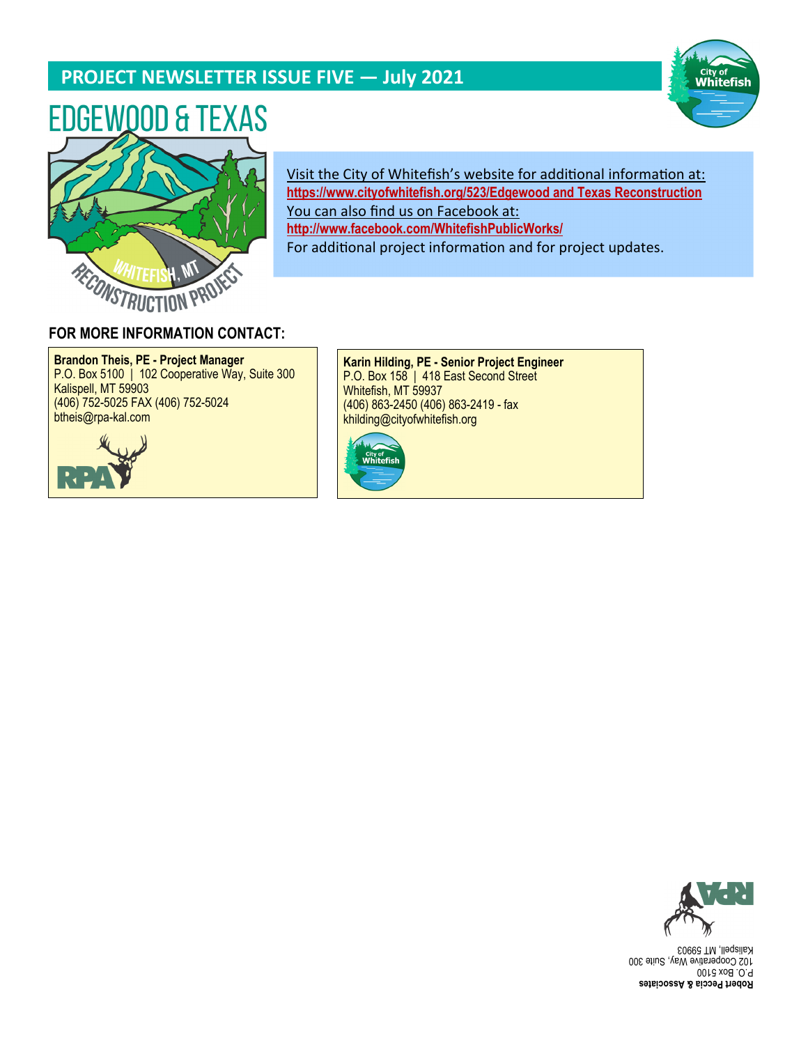## PROJECT NEWSLETTER ISSUE FIVE — July 2021

# EDGEWOOD & TEXAS

WHITEFISH, MT

RECONSTRUCTION PROJECT

Visit the City of Whitefish's website for additional information at:
**https://www.cityofwhitefish.org/523/Edgewood and Texas Reconstruction**
You can also find us on Facebook at:
**http://www.facebook.com/WhitefishPublicWorks/**
For additional project information and for project updates.

### FOR MORE INFORMATION CONTACT:

**Brandon Theis, PE - Project Manager**
P.O. Box 5100 | 102 Cooperative Way, Suite 300
Kalispell, MT 59903
(406) 752-5025 FAX (406) 752-5024
btheis@rpa-kal.com

**Karin Hilding, PE - Senior Project Engineer**
P.O. Box 158 | 418 East Second Street
Whitefish, MT 59937
(406) 863-2450 (406) 863-2419 - fax
khilding@cityofwhitefish.org

**Robert Peccia & Associates**
P.O. Box 5100
102 Cooperative Way, Suite 300
Kalispell, MT 59903